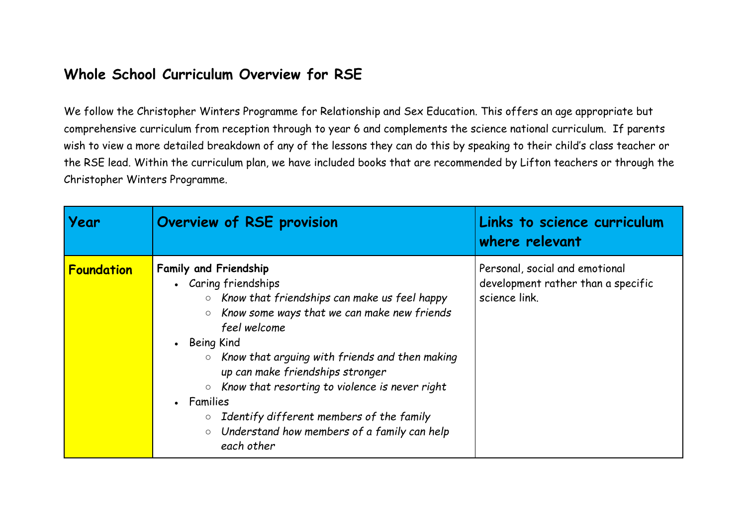## Whole School Curriculum Overview for RSE

We follow the Christopher Winters Programme for Relationship and Sex Education. This offers an age appropriate but comprehensive curriculum from reception through to year 6 and complements the science national curriculum. If parents wish to view a more detailed breakdown of any of the lessons they can do this by speaking to their child's class teacher or the RSE lead. Within the curriculum plan, we have included books that are recommended by Lifton teachers or through the Christopher Winters Programme.

| Year | Overview of RSE provision | Links to science curriculum where relevant |
| --- | --- | --- |
| **Foundation** | **Family and Friendship**<br>• Caring friendships<br>  ○ *Know that friendships can make us feel happy*<br>  ○ *Know some ways that we can make new friends feel welcome*<br>• Being Kind<br>  ○ *Know that arguing with friends and then making up can make friendships stronger*<br>  ○ *Know that resorting to violence is never right*<br>• Families<br>  ○ *Identify different members of the family*<br>  ○ *Understand how members of a family can help each other* | Personal, social and emotional development rather than a specific science link. |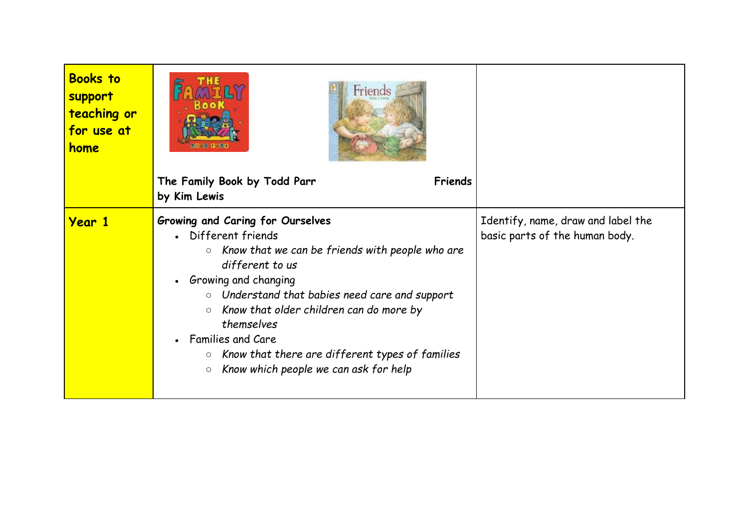| Books to support teaching or for use at home | The Family Book by Todd Parr<br>Friends by Kim Lewis | |
|---|---|---|
| **Year 1** | **Growing and Caring for Ourselves**<br>• Different friends<br>  ○ *Know that we can be friends with people who are different to us*<br>• Growing and changing<br>  ○ *Understand that babies need care and support*<br>  ○ *Know that older children can do more by themselves*<br>• Families and Care<br>  ○ *Know that there are different types of families*<br>  ○ *Know which people we can ask for help* | Identify, name, draw and label the basic parts of the human body. |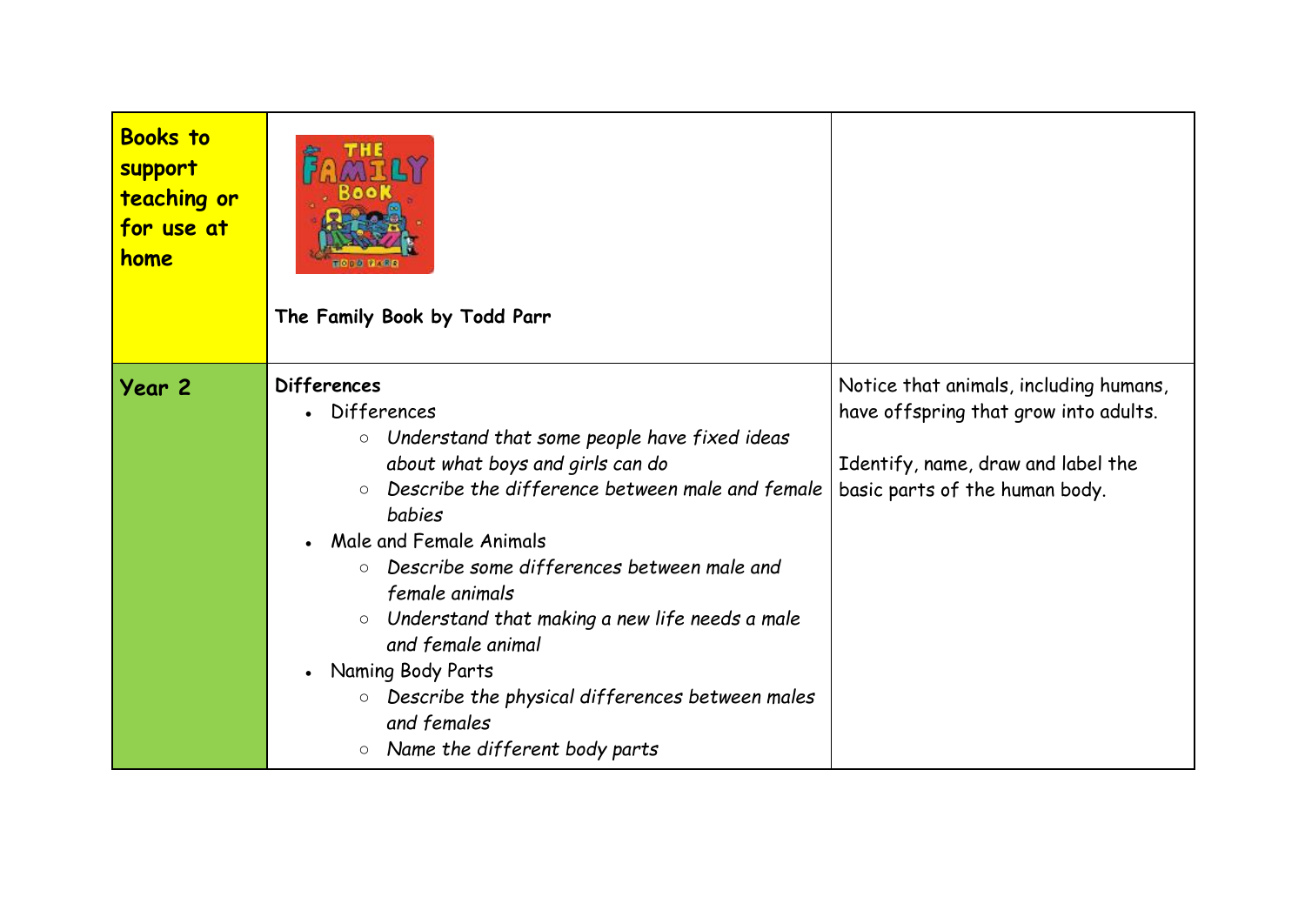| **Books to support teaching or for use at home** | **The Family Book by Todd Parr** | |
|---|---|---|
| **Year 2** | **Differences**<br>• Differences<br>&nbsp;&nbsp;&nbsp;&nbsp;○ *Understand that some people have fixed ideas about what boys and girls can do*<br>&nbsp;&nbsp;&nbsp;&nbsp;○ *Describe the difference between male and female babies*<br>• Male and Female Animals<br>&nbsp;&nbsp;&nbsp;&nbsp;○ *Describe some differences between male and female animals*<br>&nbsp;&nbsp;&nbsp;&nbsp;○ *Understand that making a new life needs a male and female animal*<br>• Naming Body Parts<br>&nbsp;&nbsp;&nbsp;&nbsp;○ *Describe the physical differences between males and females*<br>&nbsp;&nbsp;&nbsp;&nbsp;○ *Name the different body parts* | Notice that animals, including humans, have offspring that grow into adults.<br><br>Identify, name, draw and label the basic parts of the human body. |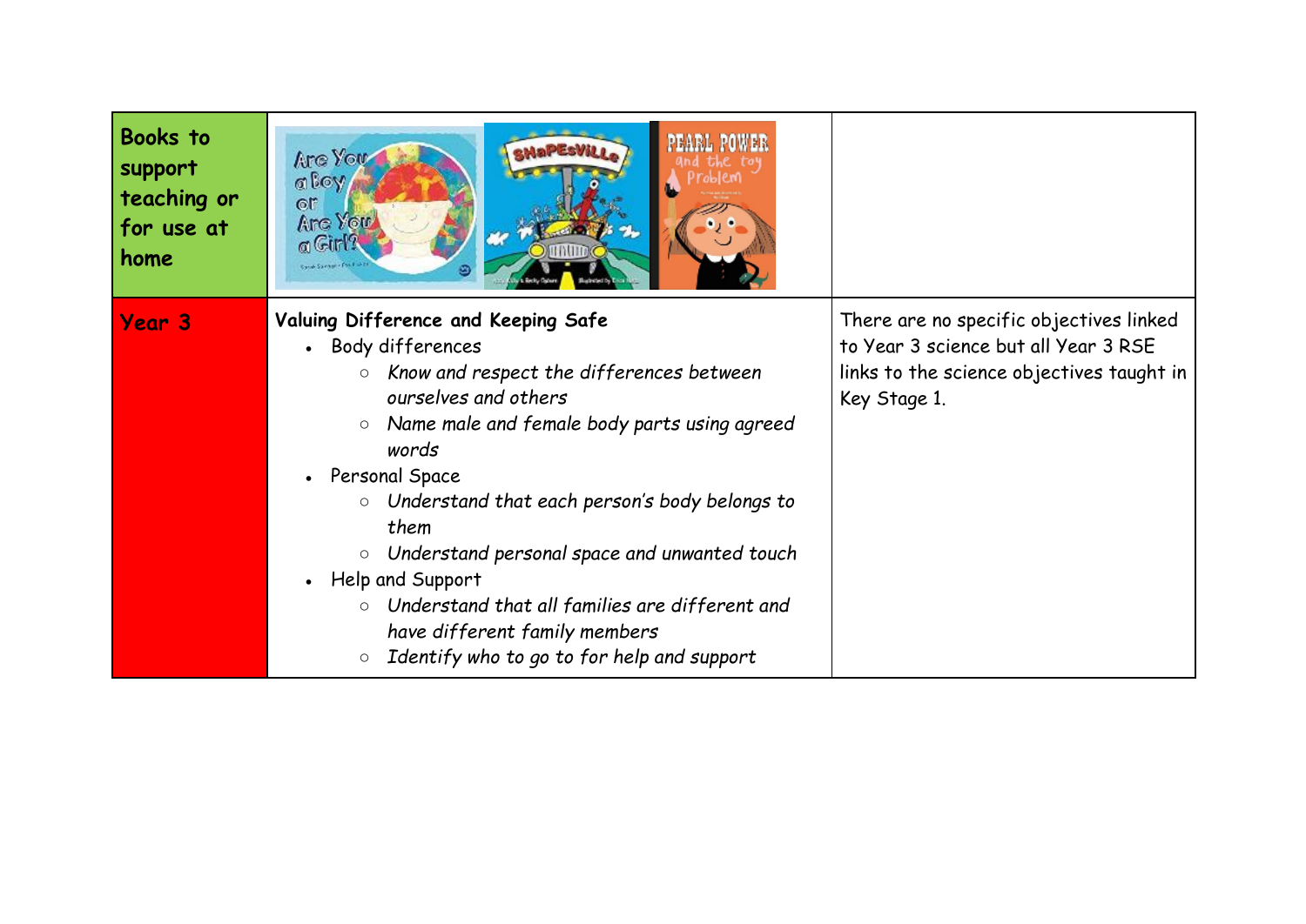| | | |
|---|---|---|
| **Books to support teaching or for use at home** | | |
| **Year 3** | **Valuing Difference and Keeping Safe**<br>• Body differences<br>  ○ *Know and respect the differences between ourselves and others*<br>  ○ *Name male and female body parts using agreed words*<br>• Personal Space<br>  ○ *Understand that each person's body belongs to them*<br>  ○ *Understand personal space and unwanted touch*<br>• Help and Support<br>  ○ *Understand that all families are different and have different family members*<br>  ○ *Identify who to go to for help and support* | There are no specific objectives linked to Year 3 science but all Year 3 RSE links to the science objectives taught in Key Stage 1. |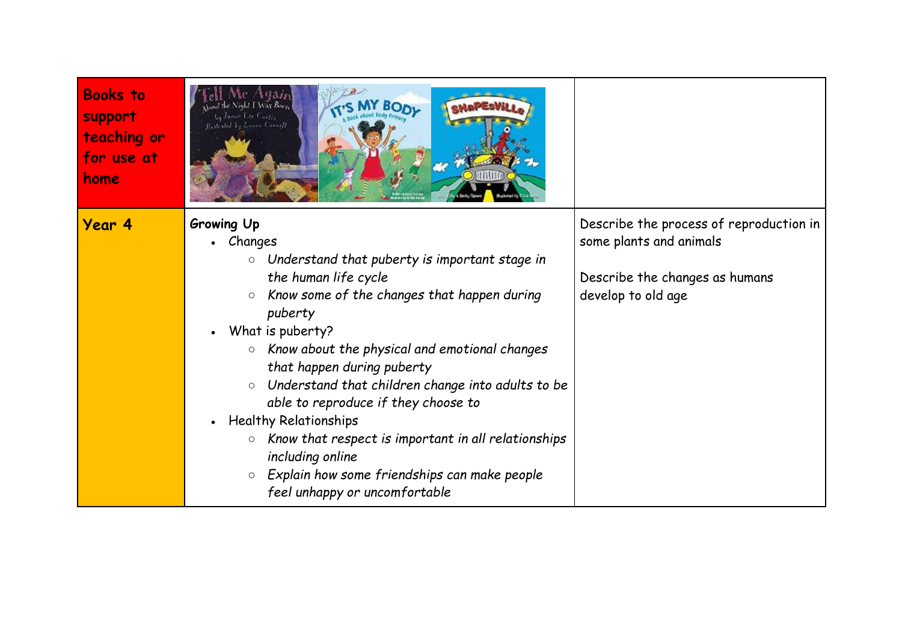| Books to support teaching or for use at home | | |
|---|---|---|
| **Year 4** | **Growing Up**<br>• Changes<br>  ○ *Understand that puberty is important stage in the human life cycle*<br>  ○ *Know some of the changes that happen during puberty*<br>• What is puberty?<br>  ○ *Know about the physical and emotional changes that happen during puberty*<br>  ○ *Understand that children change into adults to be able to reproduce if they choose to*<br>• Healthy Relationships<br>  ○ *Know that respect is important in all relationships including online*<br>  ○ *Explain how some friendships can make people feel unhappy or uncomfortable* | Describe the process of reproduction in some plants and animals<br><br>Describe the changes as humans develop to old age |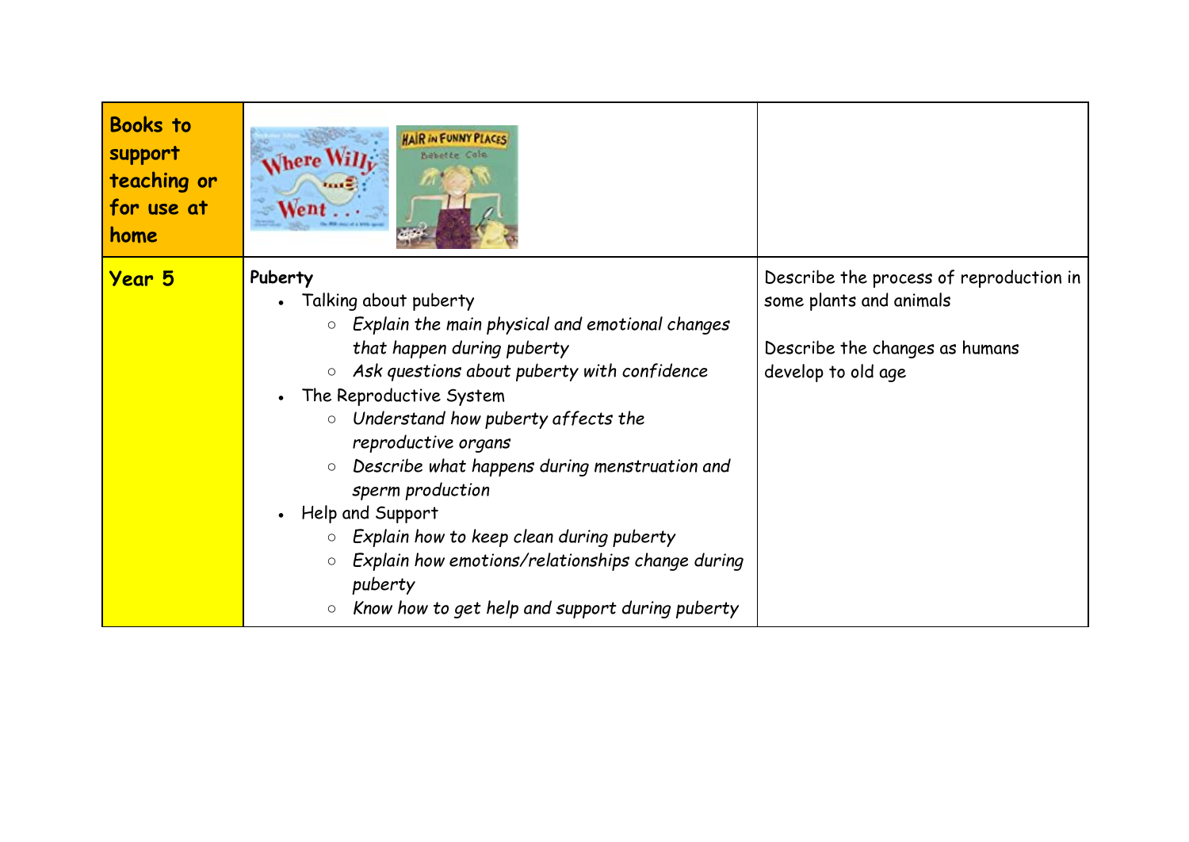| **Books to support teaching or for use at home** | Where Willy Went... / Hair in Funny Places – Babette Cole | |
|---|---|---|
| **Year 5** | **Puberty**<br>• Talking about puberty<br>&nbsp;&nbsp;○ *Explain the main physical and emotional changes that happen during puberty*<br>&nbsp;&nbsp;○ *Ask questions about puberty with confidence*<br>• The Reproductive System<br>&nbsp;&nbsp;○ *Understand how puberty affects the reproductive organs*<br>&nbsp;&nbsp;○ *Describe what happens during menstruation and sperm production*<br>• Help and Support<br>&nbsp;&nbsp;○ *Explain how to keep clean during puberty*<br>&nbsp;&nbsp;○ *Explain how emotions/relationships change during puberty*<br>&nbsp;&nbsp;○ *Know how to get help and support during puberty* | Describe the process of reproduction in some plants and animals<br><br>Describe the changes as humans develop to old age |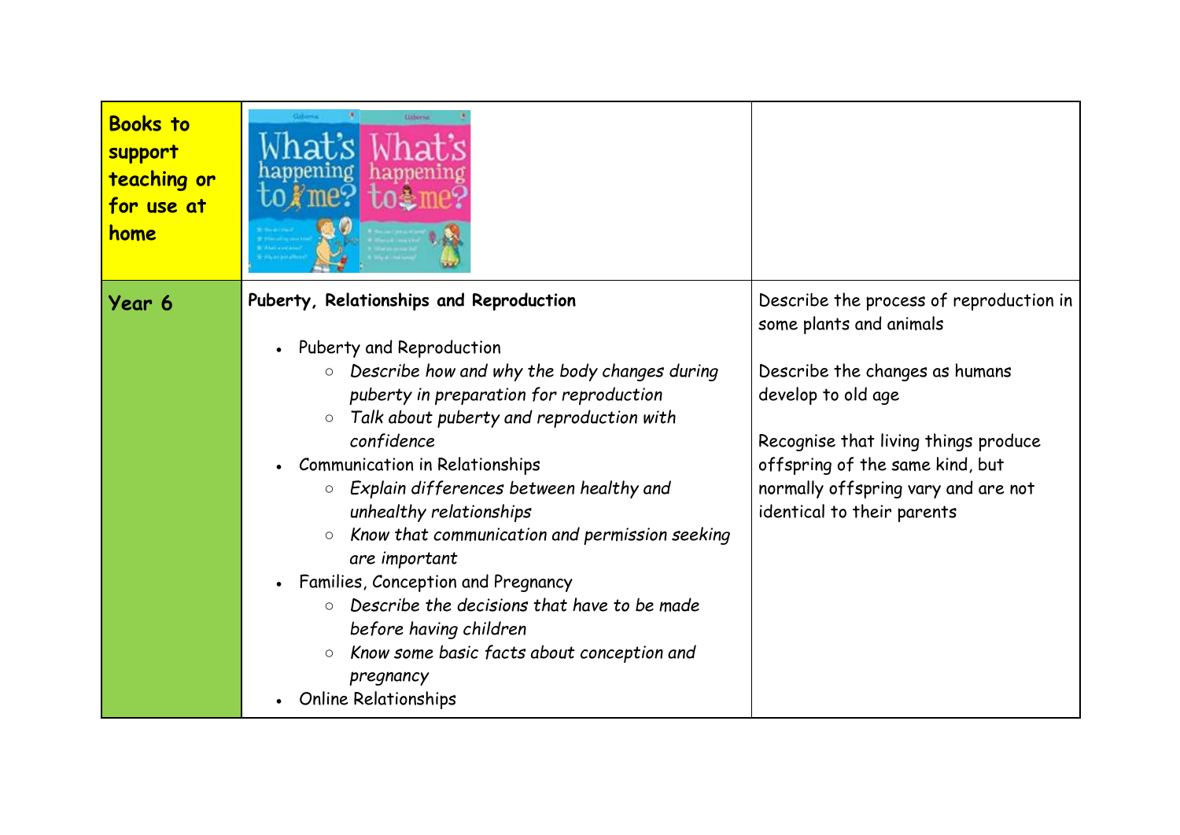| **Books to support teaching or for use at home** | | |
|---|---|---|
| **Year 6** | **Puberty, Relationships and Reproduction**<br><br>• Puberty and Reproduction<br>  ○ *Describe how and why the body changes during puberty in preparation for reproduction*<br>  ○ *Talk about puberty and reproduction with confidence*<br>• Communication in Relationships<br>  ○ *Explain differences between healthy and unhealthy relationships*<br>  ○ *Know that communication and permission seeking are important*<br>• Families, Conception and Pregnancy<br>  ○ *Describe the decisions that have to be made before having children*<br>  ○ *Know some basic facts about conception and pregnancy*<br>• Online Relationships | Describe the process of reproduction in some plants and animals<br><br>Describe the changes as humans develop to old age<br><br>Recognise that living things produce offspring of the same kind, but normally offspring vary and are not identical to their parents |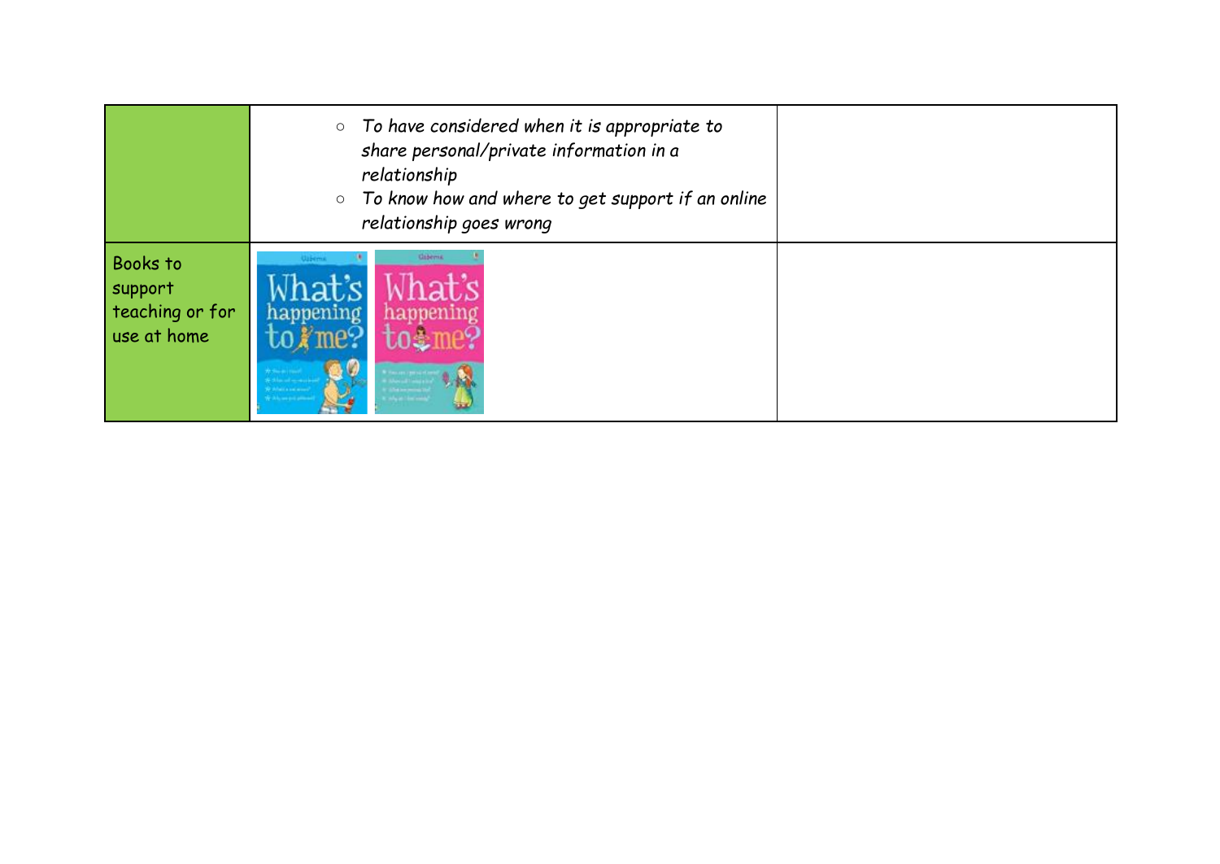| | | |
|---|---|---|
| | ○ *To have considered when it is appropriate to share personal/private information in a relationship*<br>○ *To know how and where to get support if an online relationship goes wrong* | |
| Books to support teaching or for use at home | | |